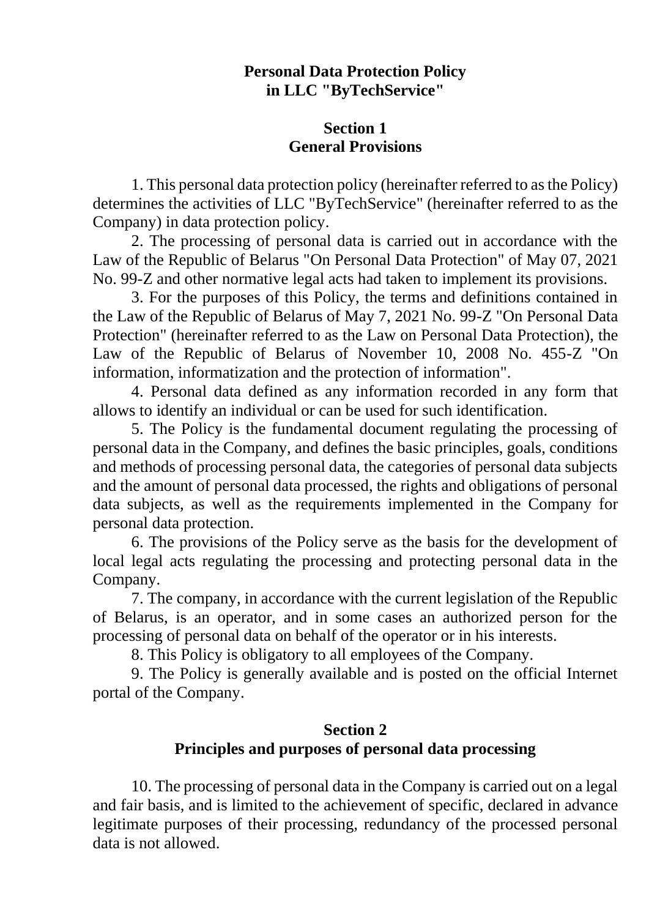# Personal Data Protection Policy in LLC "ByTechService"

## Section 1 General Provisions

1. This personal data protection policy (hereinafter referred to as the Policy) determines the activities of LLC "ByTechService" (hereinafter referred to as the Company) in data protection policy.

2. The processing of personal data is carried out in accordance with the Law of the Republic of Belarus "On Personal Data Protection" of May 07, 2021 No. 99-Z and other normative legal acts had taken to implement its provisions.

3. For the purposes of this Policy, the terms and definitions contained in the Law of the Republic of Belarus of May 7, 2021 No. 99-Z "On Personal Data Protection" (hereinafter referred to as the Law on Personal Data Protection), the Law of the Republic of Belarus of November 10, 2008 No. 455-Z "On information, informatization and the protection of information".

4. Personal data defined as any information recorded in any form that allows to identify an individual or can be used for such identification.

5. The Policy is the fundamental document regulating the processing of personal data in the Company, and defines the basic principles, goals, conditions and methods of processing personal data, the categories of personal data subjects and the amount of personal data processed, the rights and obligations of personal data subjects, as well as the requirements implemented in the Company for personal data protection.

6. The provisions of the Policy serve as the basis for the development of local legal acts regulating the processing and protecting personal data in the Company.

7. The company, in accordance with the current legislation of the Republic of Belarus, is an operator, and in some cases an authorized person for the processing of personal data on behalf of the operator or in his interests.

8. This Policy is obligatory to all employees of the Company.

9. The Policy is generally available and is posted on the official Internet portal of the Company.

## Section 2 Principles and purposes of personal data processing

10. The processing of personal data in the Company is carried out on a legal and fair basis, and is limited to the achievement of specific, declared in advance legitimate purposes of their processing, redundancy of the processed personal data is not allowed.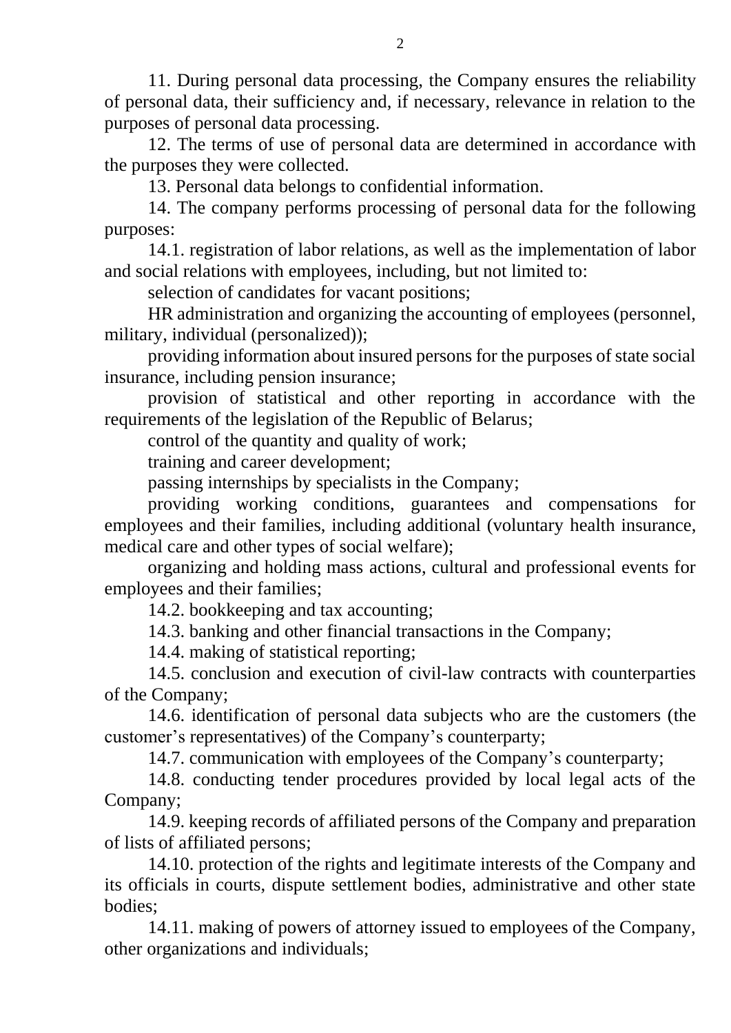11. During personal data processing, the Company ensures the reliability of personal data, their sufficiency and, if necessary, relevance in relation to the purposes of personal data processing.

12. The terms of use of personal data are determined in accordance with the purposes they were collected.

13. Personal data belongs to confidential information.

14. The company performs processing of personal data for the following purposes:

14.1. registration of labor relations, as well as the implementation of labor and social relations with employees, including, but not limited to:

selection of candidates for vacant positions;

HR administration and organizing the accounting of employees (personnel, military, individual (personalized));

providing information about insured persons for the purposes of state social insurance, including pension insurance;

provision of statistical and other reporting in accordance with the requirements of the legislation of the Republic of Belarus;

control of the quantity and quality of work;

training and career development;

passing internships by specialists in the Company;

providing working conditions, guarantees and compensations for employees and their families, including additional (voluntary health insurance, medical care and other types of social welfare);

organizing and holding mass actions, cultural and professional events for employees and their families;

14.2. bookkeeping and tax accounting;

14.3. banking and other financial transactions in the Company;

14.4. making of statistical reporting;

14.5. conclusion and execution of civil-law contracts with counterparties of the Company;

14.6. identification of personal data subjects who are the customers (the customer's representatives) of the Company's counterparty;

14.7. communication with employees of the Company's counterparty;

14.8. conducting tender procedures provided by local legal acts of the Company;

14.9. keeping records of affiliated persons of the Company and preparation of lists of affiliated persons;

14.10. protection of the rights and legitimate interests of the Company and its officials in courts, dispute settlement bodies, administrative and other state bodies;

14.11. making of powers of attorney issued to employees of the Company, other organizations and individuals;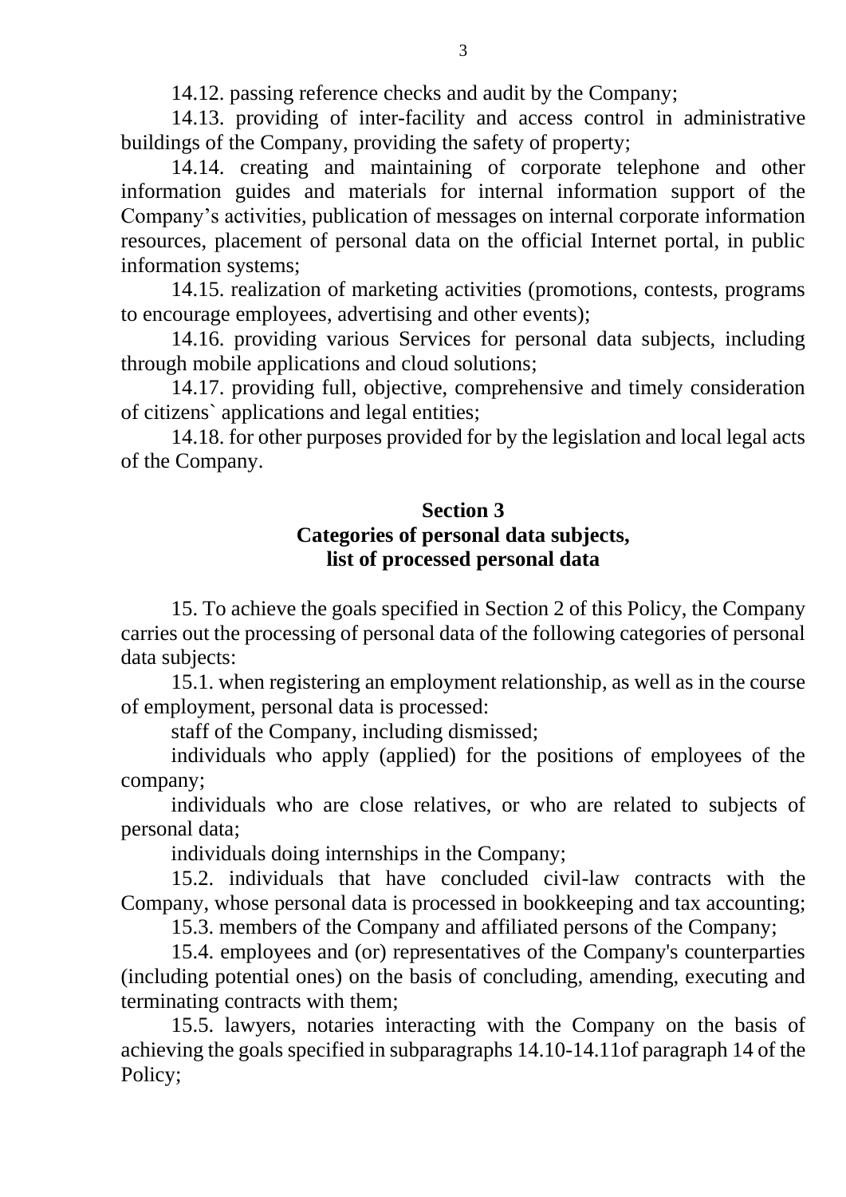14.12. passing reference checks and audit by the Company;

14.13. providing of inter-facility and access control in administrative buildings of the Company, providing the safety of property;

14.14. creating and maintaining of corporate telephone and other information guides and materials for internal information support of the Company's activities, publication of messages on internal corporate information resources, placement of personal data on the official Internet portal, in public information systems;

14.15. realization of marketing activities (promotions, contests, programs to encourage employees, advertising and other events);

14.16. providing various Services for personal data subjects, including through mobile applications and cloud solutions;

14.17. providing full, objective, comprehensive and timely consideration of citizens` applications and legal entities;

14.18. for other purposes provided for by the legislation and local legal acts of the Company.

## Section 3
## Categories of personal data subjects, list of processed personal data

15. To achieve the goals specified in Section 2 of this Policy, the Company carries out the processing of personal data of the following categories of personal data subjects:

15.1. when registering an employment relationship, as well as in the course of employment, personal data is processed:

staff of the Company, including dismissed;

individuals who apply (applied) for the positions of employees of the company;

individuals who are close relatives, or who are related to subjects of personal data;

individuals doing internships in the Company;

15.2. individuals that have concluded civil-law contracts with the Company, whose personal data is processed in bookkeeping and tax accounting;

15.3. members of the Company and affiliated persons of the Company;

15.4. employees and (or) representatives of the Company's counterparties (including potential ones) on the basis of concluding, amending, executing and terminating contracts with them;

15.5. lawyers, notaries interacting with the Company on the basis of achieving the goals specified in subparagraphs 14.10-14.11of paragraph 14 of the Policy;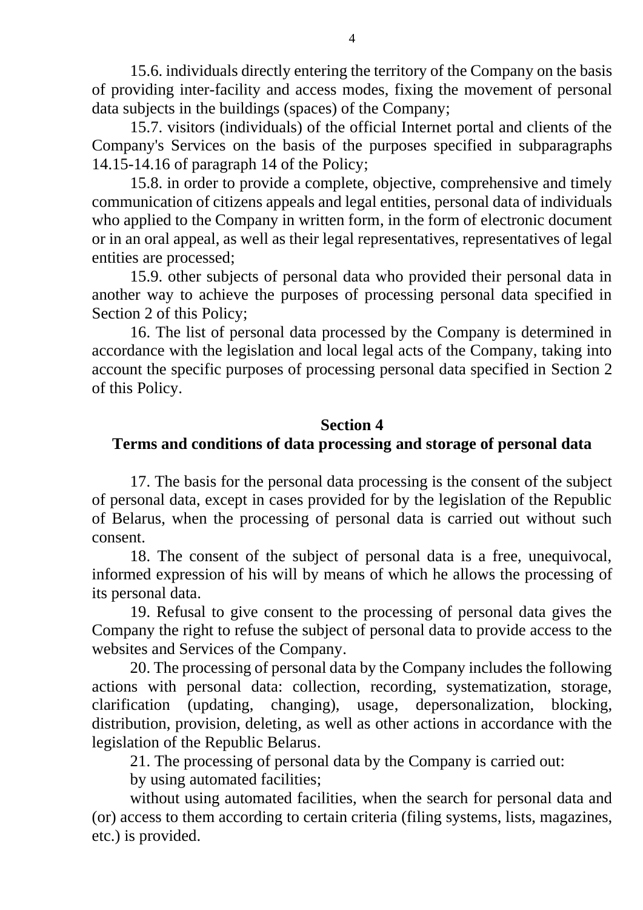15.6. individuals directly entering the territory of the Company on the basis of providing inter-facility and access modes, fixing the movement of personal data subjects in the buildings (spaces) of the Company;

15.7. visitors (individuals) of the official Internet portal and clients of the Company's Services on the basis of the purposes specified in subparagraphs 14.15-14.16 of paragraph 14 of the Policy;

15.8. in order to provide a complete, objective, comprehensive and timely communication of citizens appeals and legal entities, personal data of individuals who applied to the Company in written form, in the form of electronic document or in an oral appeal, as well as their legal representatives, representatives of legal entities are processed;

15.9. other subjects of personal data who provided their personal data in another way to achieve the purposes of processing personal data specified in Section 2 of this Policy;

16. The list of personal data processed by the Company is determined in accordance with the legislation and local legal acts of the Company, taking into account the specific purposes of processing personal data specified in Section 2 of this Policy.

## Section 4
## Terms and conditions of data processing and storage of personal data

17. The basis for the personal data processing is the consent of the subject of personal data, except in cases provided for by the legislation of the Republic of Belarus, when the processing of personal data is carried out without such consent.

18. The consent of the subject of personal data is a free, unequivocal, informed expression of his will by means of which he allows the processing of its personal data.

19. Refusal to give consent to the processing of personal data gives the Company the right to refuse the subject of personal data to provide access to the websites and Services of the Company.

20. The processing of personal data by the Company includes the following actions with personal data: collection, recording, systematization, storage, clarification (updating, changing), usage, depersonalization, blocking, distribution, provision, deleting, as well as other actions in accordance with the legislation of the Republic Belarus.

21. The processing of personal data by the Company is carried out:

by using automated facilities;

without using automated facilities, when the search for personal data and (or) access to them according to certain criteria (filing systems, lists, magazines, etc.) is provided.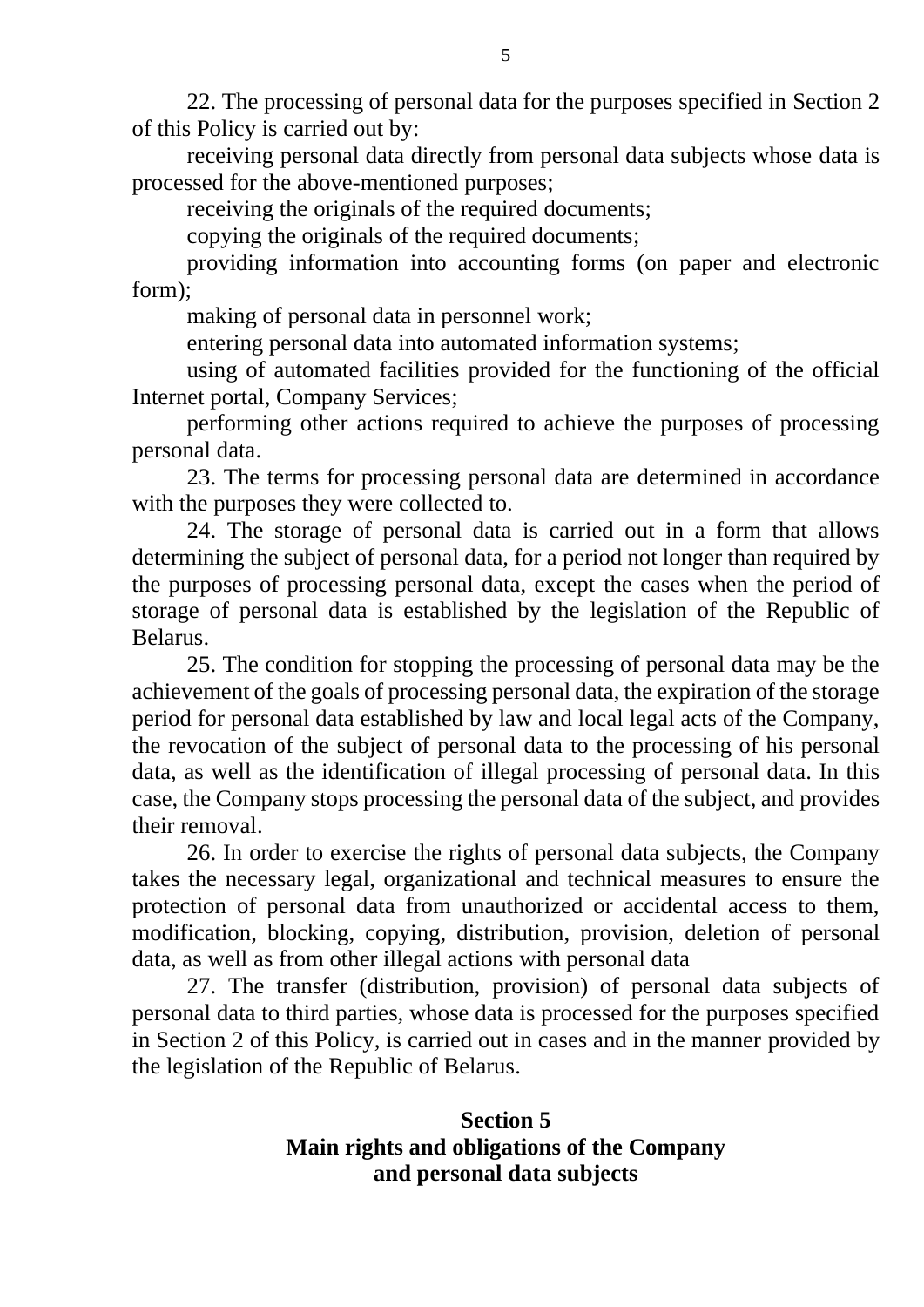22. The processing of personal data for the purposes specified in Section 2 of this Policy is carried out by:

receiving personal data directly from personal data subjects whose data is processed for the above-mentioned purposes;

receiving the originals of the required documents;

copying the originals of the required documents;

providing information into accounting forms (on paper and electronic form);

making of personal data in personnel work;

entering personal data into automated information systems;

using of automated facilities provided for the functioning of the official Internet portal, Company Services;

performing other actions required to achieve the purposes of processing personal data.

23. The terms for processing personal data are determined in accordance with the purposes they were collected to.

24. The storage of personal data is carried out in a form that allows determining the subject of personal data, for a period not longer than required by the purposes of processing personal data, except the cases when the period of storage of personal data is established by the legislation of the Republic of Belarus.

25. The condition for stopping the processing of personal data may be the achievement of the goals of processing personal data, the expiration of the storage period for personal data established by law and local legal acts of the Company, the revocation of the subject of personal data to the processing of his personal data, as well as the identification of illegal processing of personal data. In this case, the Company stops processing the personal data of the subject, and provides their removal.

26. In order to exercise the rights of personal data subjects, the Company takes the necessary legal, organizational and technical measures to ensure the protection of personal data from unauthorized or accidental access to them, modification, blocking, copying, distribution, provision, deletion of personal data, as well as from other illegal actions with personal data

27. The transfer (distribution, provision) of personal data subjects of personal data to third parties, whose data is processed for the purposes specified in Section 2 of this Policy, is carried out in cases and in the manner provided by the legislation of the Republic of Belarus.

## Section 5
## Main rights and obligations of the Company and personal data subjects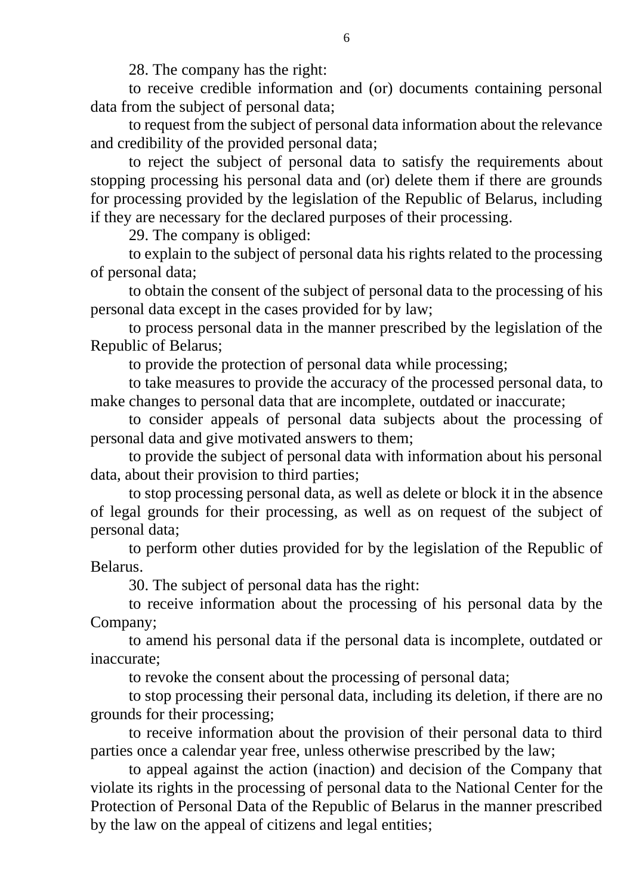28. The company has the right:

to receive credible information and (or) documents containing personal data from the subject of personal data;

to request from the subject of personal data information about the relevance and credibility of the provided personal data;

to reject the subject of personal data to satisfy the requirements about stopping processing his personal data and (or) delete them if there are grounds for processing provided by the legislation of the Republic of Belarus, including if they are necessary for the declared purposes of their processing.

29. The company is obliged:

to explain to the subject of personal data his rights related to the processing of personal data;

to obtain the consent of the subject of personal data to the processing of his personal data except in the cases provided for by law;

to process personal data in the manner prescribed by the legislation of the Republic of Belarus;

to provide the protection of personal data while processing;

to take measures to provide the accuracy of the processed personal data, to make changes to personal data that are incomplete, outdated or inaccurate;

to consider appeals of personal data subjects about the processing of personal data and give motivated answers to them;

to provide the subject of personal data with information about his personal data, about their provision to third parties;

to stop processing personal data, as well as delete or block it in the absence of legal grounds for their processing, as well as on request of the subject of personal data;

to perform other duties provided for by the legislation of the Republic of Belarus.

30. The subject of personal data has the right:

to receive information about the processing of his personal data by the Company;

to amend his personal data if the personal data is incomplete, outdated or inaccurate;

to revoke the consent about the processing of personal data;

to stop processing their personal data, including its deletion, if there are no grounds for their processing;

to receive information about the provision of their personal data to third parties once a calendar year free, unless otherwise prescribed by the law;

to appeal against the action (inaction) and decision of the Company that violate its rights in the processing of personal data to the National Center for the Protection of Personal Data of the Republic of Belarus in the manner prescribed by the law on the appeal of citizens and legal entities;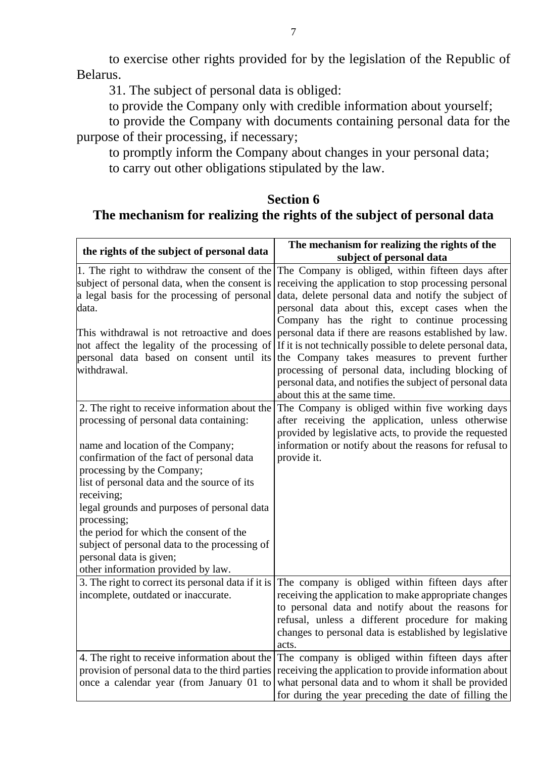to exercise other rights provided for by the legislation of the Republic of Belarus.

31. The subject of personal data is obliged:

to provide the Company only with credible information about yourself;

to provide the Company with documents containing personal data for the purpose of their processing, if necessary;

to promptly inform the Company about changes in your personal data;

to carry out other obligations stipulated by the law.

## Section 6
## The mechanism for realizing the rights of the subject of personal data

| the rights of the subject of personal data | The mechanism for realizing the rights of the subject of personal data |
|---|---|
| 1. The right to withdraw the consent of the subject of personal data, when the consent is a legal basis for the processing of personal data.<br><br>This withdrawal is not retroactive and does not affect the legality of the processing of personal data based on consent until its withdrawal. | The Company is obliged, within fifteen days after receiving the application to stop processing personal data, delete personal data and notify the subject of personal data about this, except cases when the Company has the right to continue processing personal data if there are reasons established by law. If it is not technically possible to delete personal data, the Company takes measures to prevent further processing of personal data, including blocking of personal data, and notifies the subject of personal data about this at the same time. |
| 2. The right to receive information about the processing of personal data containing:<br><br>name and location of the Company;<br>confirmation of the fact of personal data processing by the Company;<br>list of personal data and the source of its receiving;<br>legal grounds and purposes of personal data processing;<br>the period for which the consent of the subject of personal data to the processing of personal data is given;<br>other information provided by law. | The Company is obliged within five working days after receiving the application, unless otherwise provided by legislative acts, to provide the requested information or notify about the reasons for refusal to provide it. |
| 3. The right to correct its personal data if it is incomplete, outdated or inaccurate. | The company is obliged within fifteen days after receiving the application to make appropriate changes to personal data and notify about the reasons for refusal, unless a different procedure for making changes to personal data is established by legislative acts. |
| 4. The right to receive information about the provision of personal data to the third parties once a calendar year (from January 01 to | The company is obliged within fifteen days after receiving the application to provide information about what personal data and to whom it shall be provided for during the year preceding the date of filling the |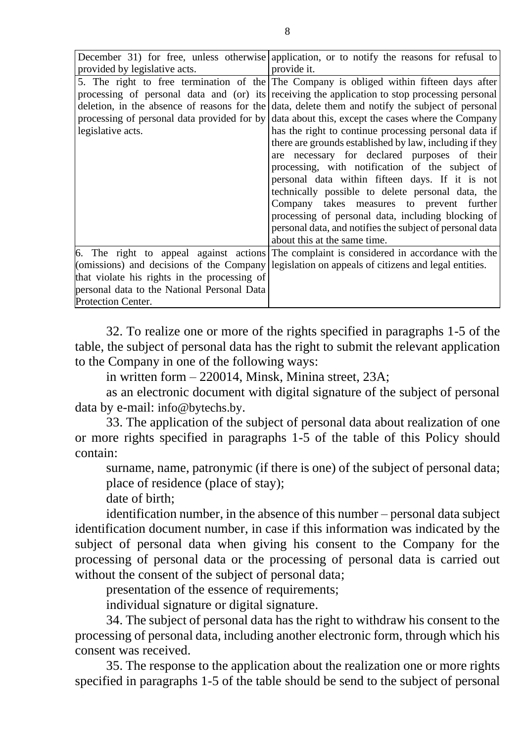| | |
|---|---|
| December 31) for free, unless otherwise provided by legislative acts. | application, or to notify the reasons for refusal to provide it. |
| 5. The right to free termination of the processing of personal data and (or) its deletion, in the absence of reasons for the processing of personal data provided for by legislative acts. | The Company is obliged within fifteen days after receiving the application to stop processing personal data, delete them and notify the subject of personal data about this, except the cases where the Company has the right to continue processing personal data if there are grounds established by law, including if they are necessary for declared purposes of their processing, with notification of the subject of personal data within fifteen days. If it is not technically possible to delete personal data, the Company takes measures to prevent further processing of personal data, including blocking of personal data, and notifies the subject of personal data about this at the same time. |
| 6. The right to appeal against actions (omissions) and decisions of the Company that violate his rights in the processing of personal data to the National Personal Data Protection Center. | The complaint is considered in accordance with the legislation on appeals of citizens and legal entities. |

32. To realize one or more of the rights specified in paragraphs 1-5 of the table, the subject of personal data has the right to submit the relevant application to the Company in one of the following ways:

in written form – 220014, Minsk, Minina street, 23A;

as an electronic document with digital signature of the subject of personal data by e-mail: info@bytechs.by.

33. The application of the subject of personal data about realization of one or more rights specified in paragraphs 1-5 of the table of this Policy should contain:

surname, name, patronymic (if there is one) of the subject of personal data;

place of residence (place of stay);

date of birth;

identification number, in the absence of this number – personal data subject identification document number, in case if this information was indicated by the subject of personal data when giving his consent to the Company for the processing of personal data or the processing of personal data is carried out without the consent of the subject of personal data;

presentation of the essence of requirements;

individual signature or digital signature.

34. The subject of personal data has the right to withdraw his consent to the processing of personal data, including another electronic form, through which his consent was received.

35. The response to the application about the realization one or more rights specified in paragraphs 1-5 of the table should be send to the subject of personal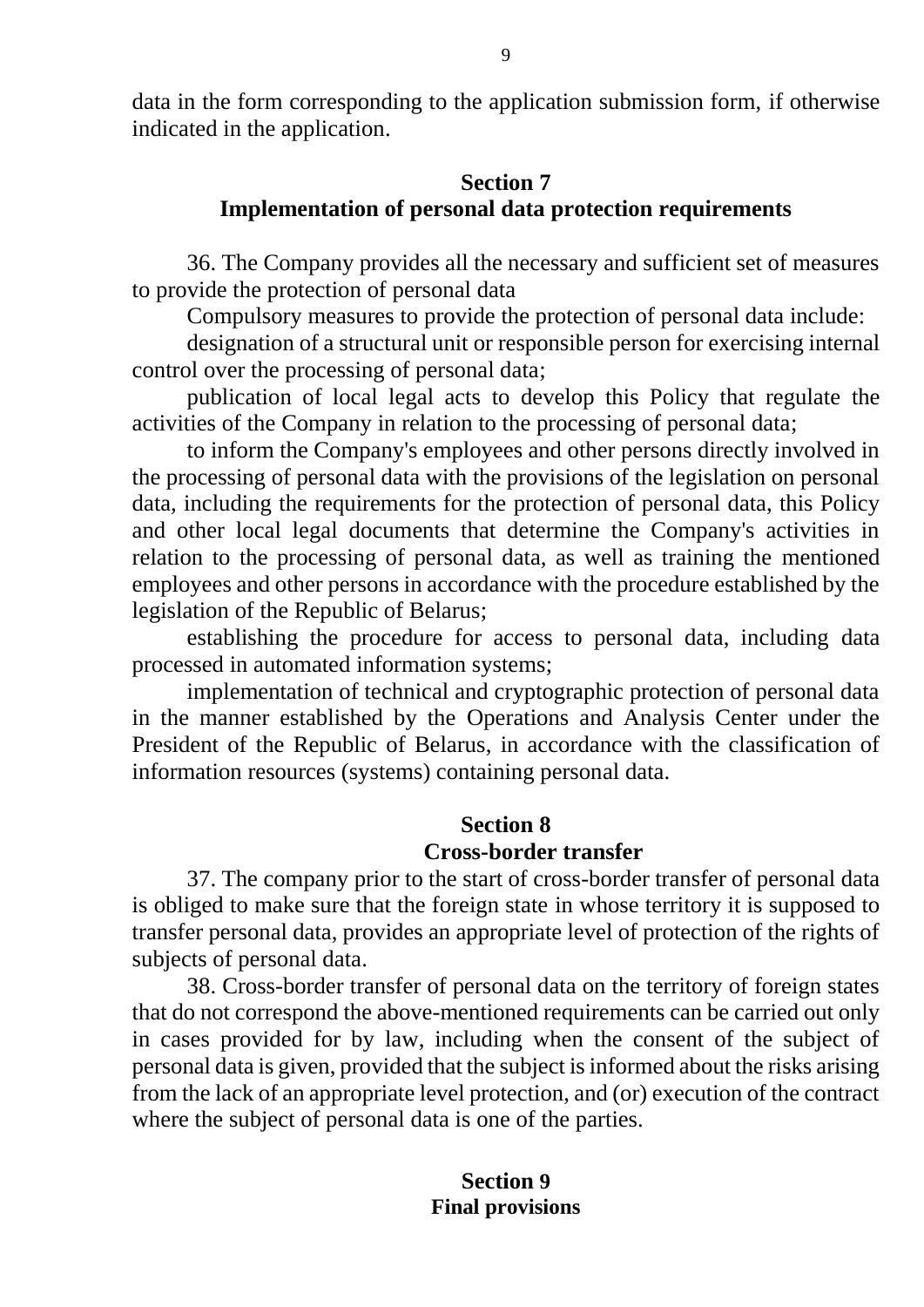data in the form corresponding to the application submission form, if otherwise indicated in the application.

## Section 7
## Implementation of personal data protection requirements

36. The Company provides all the necessary and sufficient set of measures to provide the protection of personal data

Compulsory measures to provide the protection of personal data include:

designation of a structural unit or responsible person for exercising internal control over the processing of personal data;

publication of local legal acts to develop this Policy that regulate the activities of the Company in relation to the processing of personal data;

to inform the Company's employees and other persons directly involved in the processing of personal data with the provisions of the legislation on personal data, including the requirements for the protection of personal data, this Policy and other local legal documents that determine the Company's activities in relation to the processing of personal data, as well as training the mentioned employees and other persons in accordance with the procedure established by the legislation of the Republic of Belarus;

establishing the procedure for access to personal data, including data processed in automated information systems;

implementation of technical and cryptographic protection of personal data in the manner established by the Operations and Analysis Center under the President of the Republic of Belarus, in accordance with the classification of information resources (systems) containing personal data.

## Section 8
## Cross-border transfer

37. The company prior to the start of cross-border transfer of personal data is obliged to make sure that the foreign state in whose territory it is supposed to transfer personal data, provides an appropriate level of protection of the rights of subjects of personal data.

38. Cross-border transfer of personal data on the territory of foreign states that do not correspond the above-mentioned requirements can be carried out only in cases provided for by law, including when the consent of the subject of personal data is given, provided that the subject is informed about the risks arising from the lack of an appropriate level protection, and (or) execution of the contract where the subject of personal data is one of the parties.

## Section 9
## Final provisions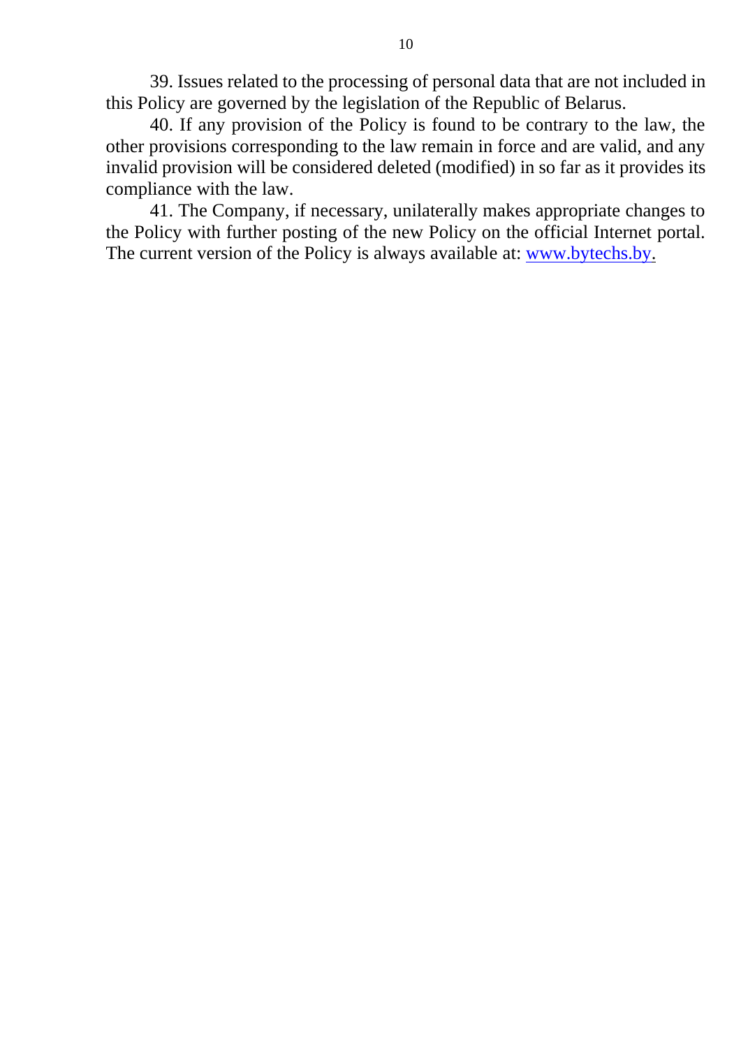39. Issues related to the processing of personal data that are not included in this Policy are governed by the legislation of the Republic of Belarus.

40. If any provision of the Policy is found to be contrary to the law, the other provisions corresponding to the law remain in force and are valid, and any invalid provision will be considered deleted (modified) in so far as it provides its compliance with the law.

41. The Company, if necessary, unilaterally makes appropriate changes to the Policy with further posting of the new Policy on the official Internet portal. The current version of the Policy is always available at: [www.bytechs.by.](http://www.bytechs.by)